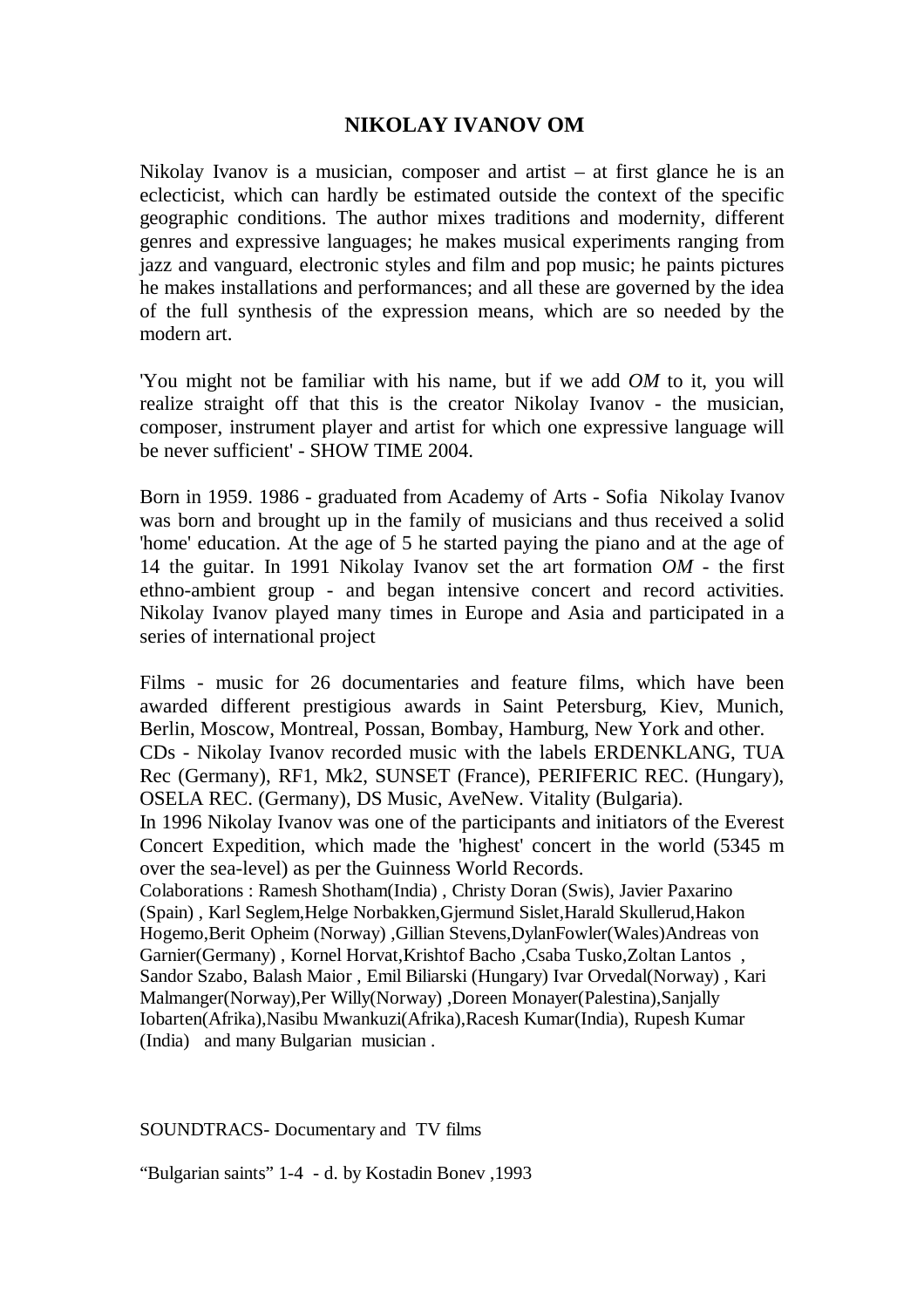# NIKOLAY IVANOV OM

Nikolay Ivanov is a musician, composer and artist – at first glance he is an eclecticist, which can hardly be estimated outside the context of the specific geographic conditions. The author mixes traditions and modernity, different genres and expressive languages; he makes musical experiments ranging from jazz and vanguard, electronic styles and film and pop music; he paints pictures he makes installations and performances; and all these are governed by the idea of the full synthesis of the expression means, which are so needed by the modern art.

'You might not be familiar with his name, but if we add *OM* to it, you will realize straight off that this is the creator Nikolay Ivanov - the musician, composer, instrument player and artist for which one expressive language will be never sufficient' - SHOW TIME 2004.

Born in 1959. 1986 - graduated from Academy of Arts - Sofia Nikolay Ivanov was born and brought up in the family of musicians and thus received a solid 'home' education. At the age of 5 he started paying the piano and at the age of 14 the guitar. In 1991 Nikolay Ivanov set the art formation *OM* - the first ethno-ambient group - and began intensive concert and record activities. Nikolay Ivanov played many times in Europe and Asia and participated in a series of international project

Films - music for 26 documentaries and feature films, which have been awarded different prestigious awards in Saint Petersburg, Kiev, Munich, Berlin, Moscow, Montreal, Possan, Bombay, Hamburg, New York and other.
CDs - Nikolay Ivanov recorded music with the labels ERDENKLANG, TUA Rec (Germany), RF1, Mk2, SUNSET (France), PERIFERIC REC. (Hungary), OSELA REC. (Germany), DS Music, AveNew. Vitality (Bulgaria).
In 1996 Nikolay Ivanov was one of the participants and initiators of the Everest Concert Expedition, which made the 'highest' concert in the world (5345 m over the sea-level) as per the Guinness World Records.
Colaborations : Ramesh Shotham(India) , Christy Doran (Swis), Javier Paxarino (Spain) , Karl Seglem,Helge Norbakken,Gjermund Sislet,Harald Skullerud,Hakon Hogemo,Berit Opheim (Norway) ,Gillian Stevens,DylanFowler(Wales)Andreas von Garnier(Germany) , Kornel Horvat,Krishtof Bacho ,Csaba Tusko,Zoltan Lantos , Sandor Szabo, Balash Maior , Emil Biliarski (Hungary) Ivar Orvedal(Norway) , Kari Malmanger(Norway),Per Willy(Norway) ,Doreen Monayer(Palestina),Sanjally Iobarten(Afrika),Nasibu Mwankuzi(Afrika),Racesh Kumar(India), Rupesh Kumar (India) and many Bulgarian musician .

SOUNDTRACS- Documentary and TV films

“Bulgarian saints” 1-4 - d. by Kostadin Bonev ,1993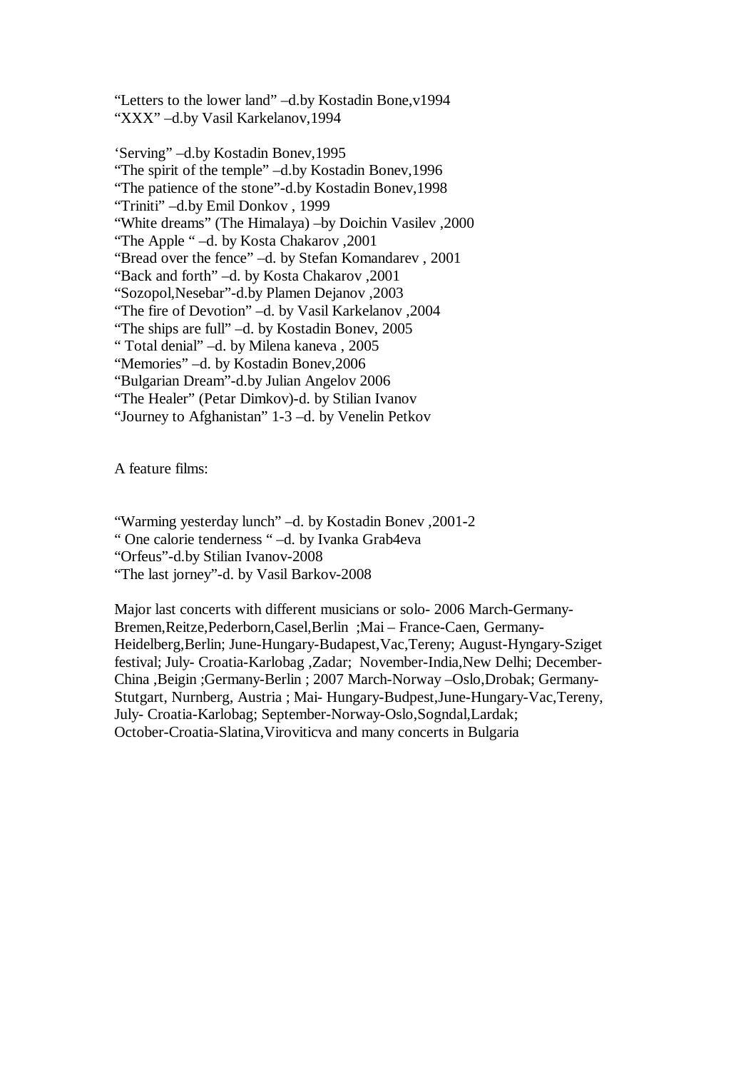"Letters to the lower land" –d.by Kostadin Bone,v1994
"XXX" –d.by Vasil Karkelanov,1994

'Serving" –d.by Kostadin Bonev,1995
"The spirit of the temple" –d.by Kostadin Bonev,1996
"The patience of the stone"-d.by Kostadin Bonev,1998
"Triniti" –d.by Emil Donkov , 1999
"White dreams" (The Himalaya) –by Doichin Vasilev ,2000
"The Apple " –d. by Kosta Chakarov ,2001
"Bread over the fence" –d. by Stefan Komandarev , 2001
"Back and forth" –d. by Kosta Chakarov ,2001
"Sozopol,Nesebar"-d.by Plamen Dejanov ,2003
"The fire of Devotion" –d. by Vasil Karkelanov ,2004
"The ships are full" –d. by Kostadin Bonev, 2005
" Total denial" –d. by Milena kaneva , 2005
"Memories" –d. by Kostadin Bonev,2006
"Bulgarian Dream"-d.by Julian Angelov 2006
"The Healer" (Petar Dimkov)-d. by Stilian Ivanov
"Journey to Afghanistan" 1-3 –d. by Venelin Petkov

A feature films:

"Warming yesterday lunch" –d. by Kostadin Bonev ,2001-2
" One calorie tenderness " –d. by Ivanka Grab4eva
"Orfeus"-d.by Stilian Ivanov-2008
"The last jorney"-d. by Vasil Barkov-2008

Major last concerts with different musicians or solo- 2006 March-Germany-Bremen,Reitze,Pederborn,Casel,Berlin ;Mai – France-Caen, Germany-Heidelberg,Berlin; June-Hungary-Budapest,Vac,Tereny; August-Hyngary-Sziget festival; July- Croatia-Karlobag ,Zadar; November-India,New Delhi; December-China ,Beigin ;Germany-Berlin ; 2007 March-Norway –Oslo,Drobak; Germany-Stutgart, Nurnberg, Austria ; Mai- Hungary-Budpest,June-Hungary-Vac,Tereny, July- Croatia-Karlobag; September-Norway-Oslo,Sogndal,Lardak; October-Croatia-Slatina,Viroviticva and many concerts in Bulgaria